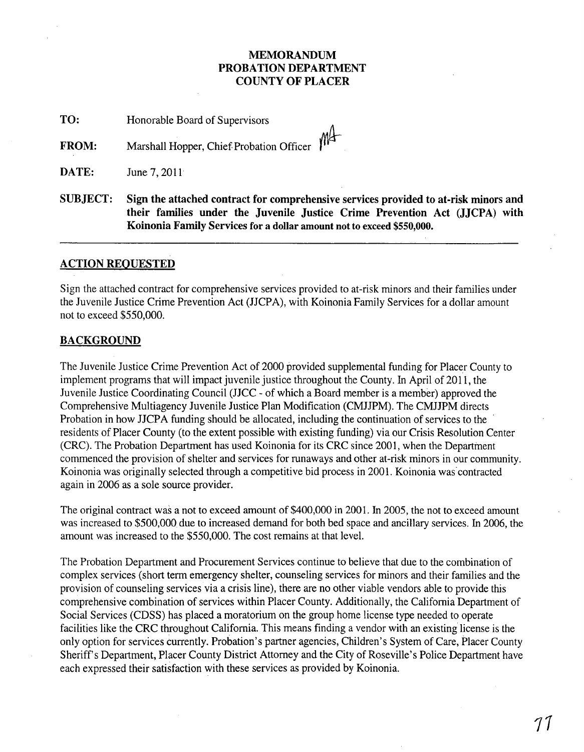# MEMORANDUM
# PROBATION DEPARTMENT
# COUNTY OF PLACER

**TO:** Honorable Board of Supervisors

**FROM:** Marshall Hopper, Chief Probation Officer

**DATE:** June 7, 2011

**SUBJECT:** **Sign the attached contract for comprehensive services provided to at-risk minors and their families under the Juvenile Justice Crime Prevention Act (JJCPA) with Koinonia Family Services for a dollar amount not to exceed $550,000.**

---

## ACTION REQUESTED

Sign the attached contract for comprehensive services provided to at-risk minors and their families under the Juvenile Justice Crime Prevention Act (JJCPA), with Koinonia Family Services for a dollar amount not to exceed $550,000.

## BACKGROUND

The Juvenile Justice Crime Prevention Act of 2000 provided supplemental funding for Placer County to implement programs that will impact juvenile justice throughout the County. In April of 2011, the Juvenile Justice Coordinating Council (JJCC - of which a Board member is a member) approved the Comprehensive Multiagency Juvenile Justice Plan Modification (CMJJPM). The CMJJPM directs Probation in how JJCPA funding should be allocated, including the continuation of services to the residents of Placer County (to the extent possible with existing funding) via our Crisis Resolution Center (CRC). The Probation Department has used Koinonia for its CRC since 2001, when the Department commenced the provision of shelter and services for runaways and other at-risk minors in our community. Koinonia was originally selected through a competitive bid process in 2001. Koinonia was contracted again in 2006 as a sole source provider.

The original contract was a not to exceed amount of $400,000 in 2001. In 2005, the not to exceed amount was increased to $500,000 due to increased demand for both bed space and ancillary services. In 2006, the amount was increased to the $550,000. The cost remains at that level.

The Probation Department and Procurement Services continue to believe that due to the combination of complex services (short term emergency shelter, counseling services for minors and their families and the provision of counseling services via a crisis line), there are no other viable vendors able to provide this comprehensive combination of services within Placer County. Additionally, the California Department of Social Services (CDSS) has placed a moratorium on the group home license type needed to operate facilities like the CRC throughout California. This means finding a vendor with an existing license is the only option for services currently. Probation's partner agencies, Children's System of Care, Placer County Sheriff's Department, Placer County District Attorney and the City of Roseville's Police Department have each expressed their satisfaction with these services as provided by Koinonia.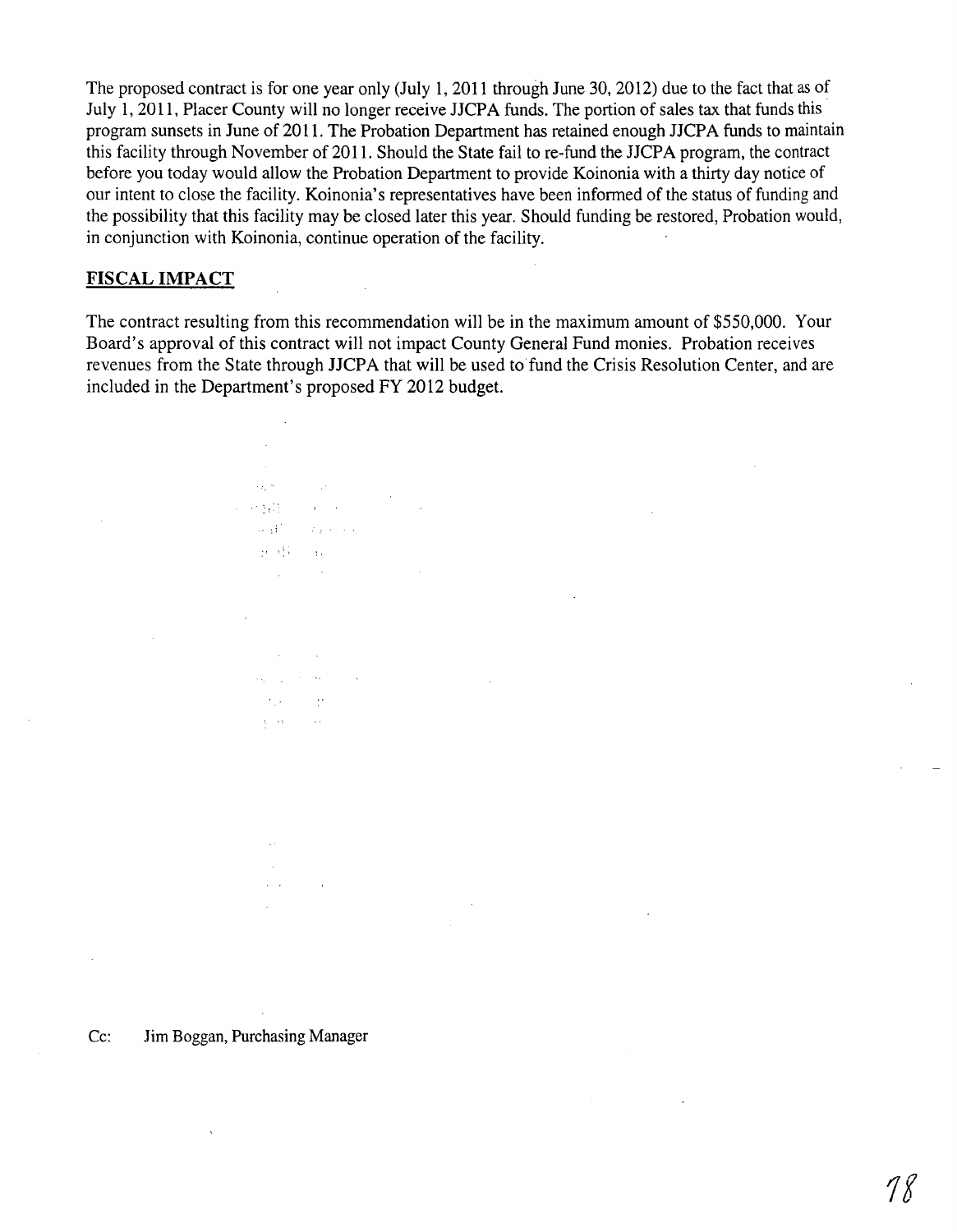The proposed contract is for one year only (July 1, 2011 through June 30, 2012) due to the fact that as of July 1, 2011, Placer County will no longer receive JJCPA funds. The portion of sales tax that funds this program sunsets in June of 2011. The Probation Department has retained enough JJCPA funds to maintain this facility through November of 2011. Should the State fail to re-fund the JJCPA program, the contract before you today would allow the Probation Department to provide Koinonia with a thirty day notice of our intent to close the facility. Koinonia's representatives have been informed of the status of funding and the possibility that this facility may be closed later this year. Should funding be restored, Probation would, in conjunction with Koinonia, continue operation of the facility.

## FISCAL IMPACT

The contract resulting from this recommendation will be in the maximum amount of $550,000. Your Board's approval of this contract will not impact County General Fund monies. Probation receives revenues from the State through JJCPA that will be used to fund the Crisis Resolution Center, and are included in the Department's proposed FY 2012 budget.

Cc: Jim Boggan, Purchasing Manager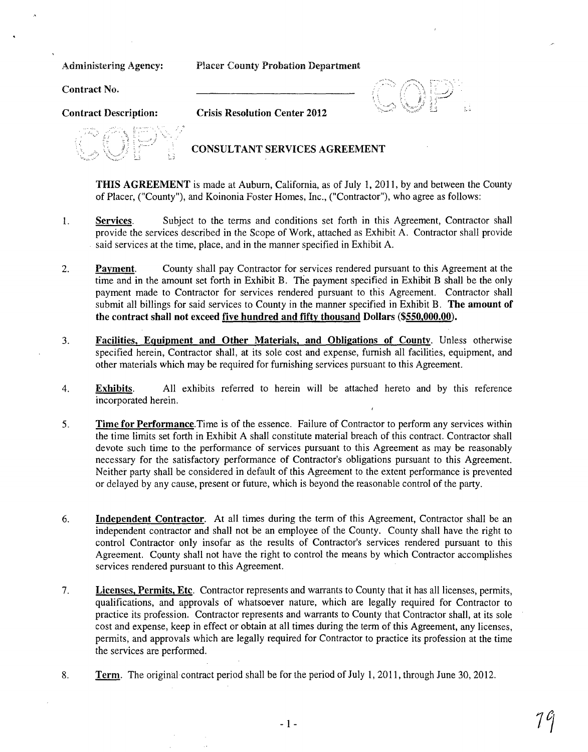Administering Agency: Placer County Probation Department

Contract No. ____________________________

Contract Description: **Crisis Resolution Center 2012**

## CONSULTANT SERVICES AGREEMENT

**THIS AGREEMENT** is made at Auburn, California, as of July 1, 2011, by and between the County of Placer, ("County"), and Koinonia Foster Homes, Inc., ("Contractor"), who agree as follows:

1. **Services**. Subject to the terms and conditions set forth in this Agreement, Contractor shall provide the services described in the Scope of Work, attached as Exhibit A. Contractor shall provide said services at the time, place, and in the manner specified in Exhibit A.

2. **Payment**. County shall pay Contractor for services rendered pursuant to this Agreement at the time and in the amount set forth in Exhibit B. The payment specified in Exhibit B shall be the only payment made to Contractor for services rendered pursuant to this Agreement. Contractor shall submit all billings for said services to County in the manner specified in Exhibit B. **The amount of the contract shall not exceed five hundred and fifty thousand Dollars ($550,000.00).**

3. **Facilities, Equipment and Other Materials, and Obligations of County**. Unless otherwise specified herein, Contractor shall, at its sole cost and expense, furnish all facilities, equipment, and other materials which may be required for furnishing services pursuant to this Agreement.

4. **Exhibits**. All exhibits referred to herein will be attached hereto and by this reference incorporated herein.

5. **Time for Performance**.Time is of the essence. Failure of Contractor to perform any services within the time limits set forth in Exhibit A shall constitute material breach of this contract. Contractor shall devote such time to the performance of services pursuant to this Agreement as may be reasonably necessary for the satisfactory performance of Contractor's obligations pursuant to this Agreement. Neither party shall be considered in default of this Agreement to the extent performance is prevented or delayed by any cause, present or future, which is beyond the reasonable control of the party.

6. **Independent Contractor**. At all times during the term of this Agreement, Contractor shall be an independent contractor and shall not be an employee of the County. County shall have the right to control Contractor only insofar as the results of Contractor's services rendered pursuant to this Agreement. County shall not have the right to control the means by which Contractor accomplishes services rendered pursuant to this Agreement.

7. **Licenses, Permits, Etc**. Contractor represents and warrants to County that it has all licenses, permits, qualifications, and approvals of whatsoever nature, which are legally required for Contractor to practice its profession. Contractor represents and warrants to County that Contractor shall, at its sole cost and expense, keep in effect or obtain at all times during the term of this Agreement, any licenses, permits, and approvals which are legally required for Contractor to practice its profession at the time the services are performed.

8. **Term**. The original contract period shall be for the period of July 1, 2011, through June 30, 2012.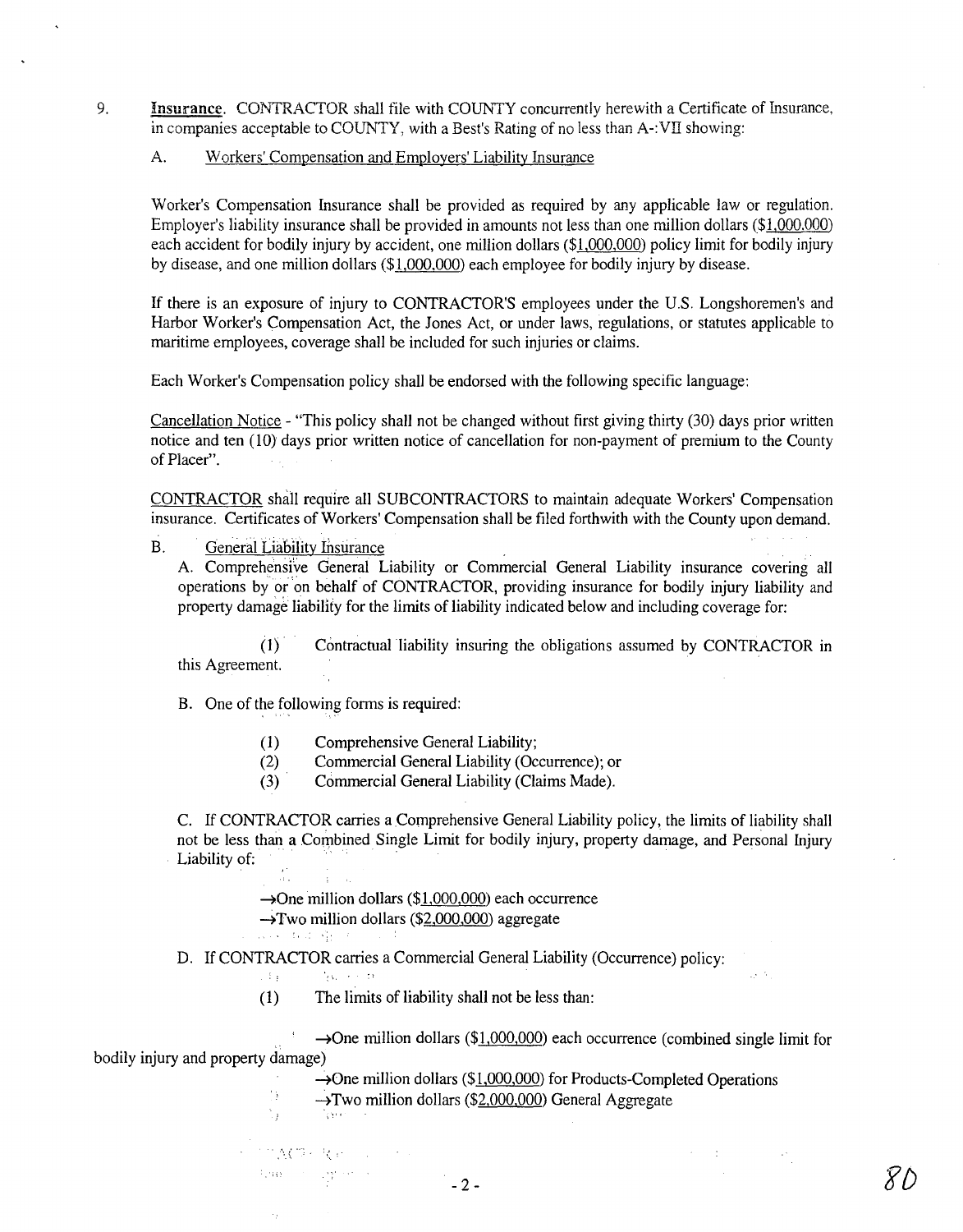9. **Insurance**. CONTRACTOR shall file with COUNTY concurrently herewith a Certificate of Insurance, in companies acceptable to COUNTY, with a Best's Rating of no less than A-:VII showing:

   A. Workers' Compensation and Employers' Liability Insurance

Worker's Compensation Insurance shall be provided as required by any applicable law or regulation. Employer's liability insurance shall be provided in amounts not less than one million dollars (\$1,000,000) each accident for bodily injury by accident, one million dollars (\$1,000,000) policy limit for bodily injury by disease, and one million dollars (\$1,000,000) each employee for bodily injury by disease.

If there is an exposure of injury to CONTRACTOR'S employees under the U.S. Longshoremen's and Harbor Worker's Compensation Act, the Jones Act, or under laws, regulations, or statutes applicable to maritime employees, coverage shall be included for such injuries or claims.

Each Worker's Compensation policy shall be endorsed with the following specific language:

Cancellation Notice - "This policy shall not be changed without first giving thirty (30) days prior written notice and ten (10) days prior written notice of cancellation for non-payment of premium to the County of Placer".

CONTRACTOR shall require all SUBCONTRACTORS to maintain adequate Workers' Compensation insurance. Certificates of Workers' Compensation shall be filed forthwith with the County upon demand.

   B. General Liability Insurance

A. Comprehensive General Liability or Commercial General Liability insurance covering all operations by or on behalf of CONTRACTOR, providing insurance for bodily injury liability and property damage liability for the limits of liability indicated below and including coverage for:

(1) Contractual liability insuring the obligations assumed by CONTRACTOR in this Agreement.

B. One of the following forms is required:

(1) Comprehensive General Liability;
(2) Commercial General Liability (Occurrence); or
(3) Commercial General Liability (Claims Made).

C. If CONTRACTOR carries a Comprehensive General Liability policy, the limits of liability shall not be less than a Combined Single Limit for bodily injury, property damage, and Personal Injury Liability of:

→One million dollars (\$1,000,000) each occurrence
→Two million dollars (\$2,000,000) aggregate

D. If CONTRACTOR carries a Commercial General Liability (Occurrence) policy:

(1) The limits of liability shall not be less than:

→One million dollars (\$1,000,000) each occurrence (combined single limit for bodily injury and property damage)
→One million dollars (\$1,000,000) for Products-Completed Operations
→Two million dollars (\$2,000,000) General Aggregate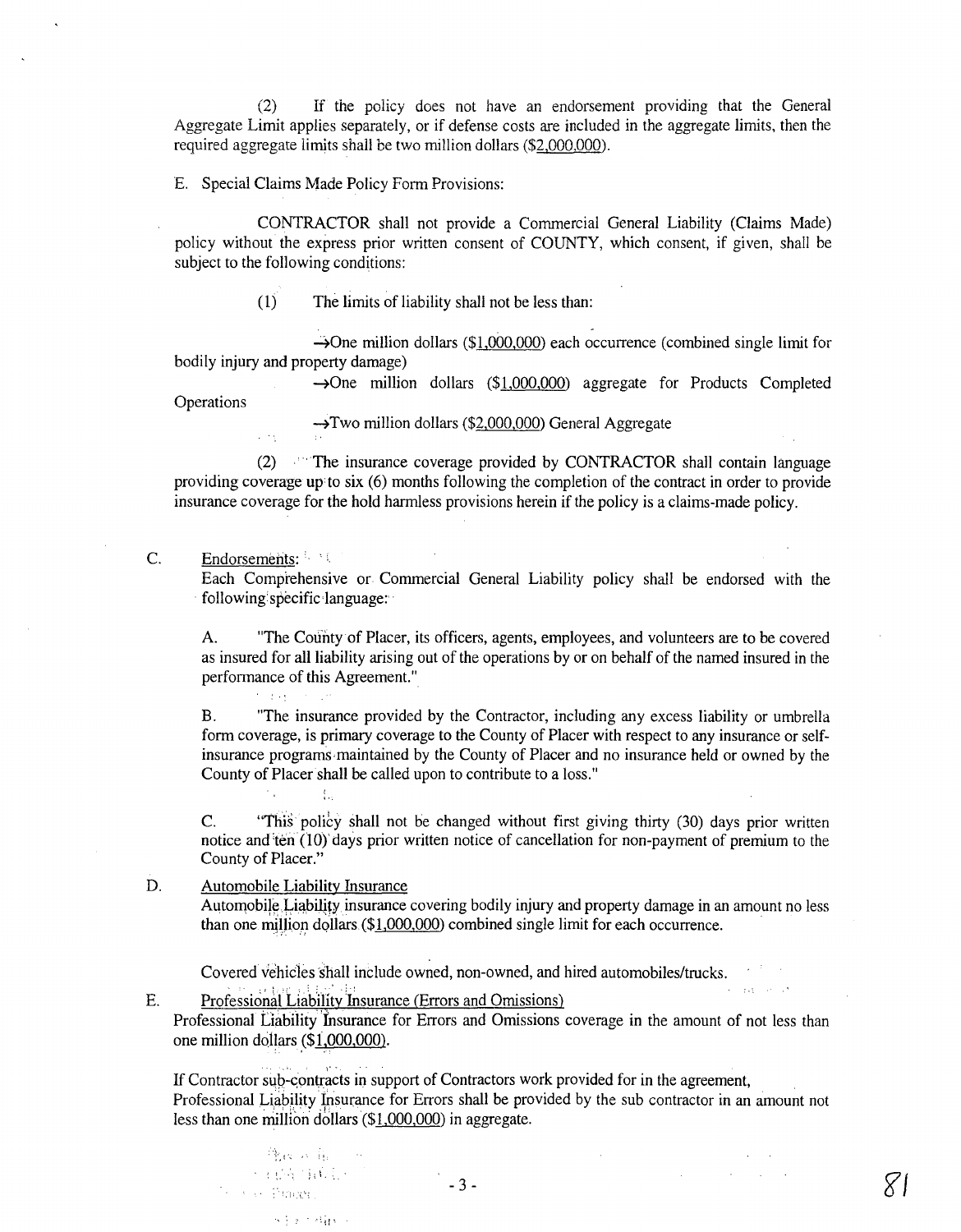(2) If the policy does not have an endorsement providing that the General Aggregate Limit applies separately, or if defense costs are included in the aggregate limits, then the required aggregate limits shall be two million dollars (<u>$2,000,000</u>).

E. Special Claims Made Policy Form Provisions:

CONTRACTOR shall not provide a Commercial General Liability (Claims Made) policy without the express prior written consent of COUNTY, which consent, if given, shall be subject to the following conditions:

(1) The limits of liability shall not be less than:

→One million dollars (<u>$1,000,000</u>) each occurrence (combined single limit for bodily injury and property damage)

→One million dollars (<u>$1,000,000</u>) aggregate for Products Completed Operations

→Two million dollars (<u>$2,000,000</u>) General Aggregate

(2) The insurance coverage provided by CONTRACTOR shall contain language providing coverage up to six (6) months following the completion of the contract in order to provide insurance coverage for the hold harmless provisions herein if the policy is a claims-made policy.

C. <u>Endorsements</u>:
Each Comprehensive or Commercial General Liability policy shall be endorsed with the following specific language:

A. "The County of Placer, its officers, agents, employees, and volunteers are to be covered as insured for all liability arising out of the operations by or on behalf of the named insured in the performance of this Agreement."

B. "The insurance provided by the Contractor, including any excess liability or umbrella form coverage, is primary coverage to the County of Placer with respect to any insurance or self-insurance programs maintained by the County of Placer and no insurance held or owned by the County of Placer shall be called upon to contribute to a loss."

C. "This policy shall not be changed without first giving thirty (30) days prior written notice and ten (10) days prior written notice of cancellation for non-payment of premium to the County of Placer."

D. <u>Automobile Liability Insurance</u>
Automobile Liability insurance covering bodily injury and property damage in an amount no less than one million dollars (<u>$1,000,000</u>) combined single limit for each occurrence.

Covered vehicles shall include owned, non-owned, and hired automobiles/trucks.

E. <u>Professional Liability Insurance (Errors and Omissions)</u>
Professional Liability Insurance for Errors and Omissions coverage in the amount of not less than one million dollars (<u>$1,000,000</u>).

If Contractor sub-contracts in support of Contractors work provided for in the agreement, Professional Liability Insurance for Errors shall be provided by the sub contractor in an amount not less than one million dollars (<u>$1,000,000</u>) in aggregate.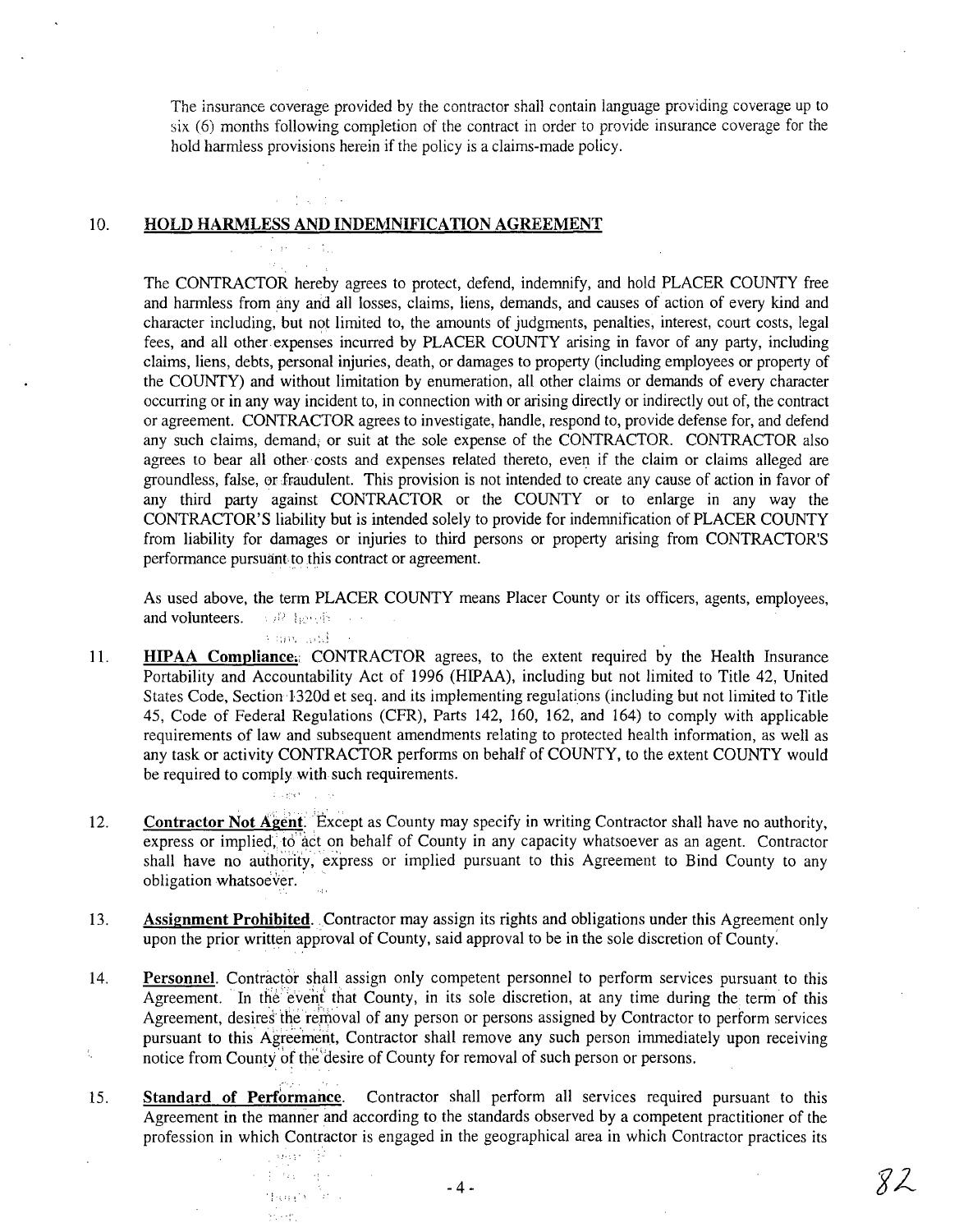The insurance coverage provided by the contractor shall contain language providing coverage up to six (6) months following completion of the contract in order to provide insurance coverage for the hold harmless provisions herein if the policy is a claims-made policy.

10. **HOLD HARMLESS AND INDEMNIFICATION AGREEMENT**

The CONTRACTOR hereby agrees to protect, defend, indemnify, and hold PLACER COUNTY free and harmless from any and all losses, claims, liens, demands, and causes of action of every kind and character including, but not limited to, the amounts of judgments, penalties, interest, court costs, legal fees, and all other expenses incurred by PLACER COUNTY arising in favor of any party, including claims, liens, debts, personal injuries, death, or damages to property (including employees or property of the COUNTY) and without limitation by enumeration, all other claims or demands of every character occurring or in any way incident to, in connection with or arising directly or indirectly out of, the contract or agreement. CONTRACTOR agrees to investigate, handle, respond to, provide defense for, and defend any such claims, demand, or suit at the sole expense of the CONTRACTOR. CONTRACTOR also agrees to bear all other costs and expenses related thereto, even if the claim or claims alleged are groundless, false, or fraudulent. This provision is not intended to create any cause of action in favor of any third party against CONTRACTOR or the COUNTY or to enlarge in any way the CONTRACTOR'S liability but is intended solely to provide for indemnification of PLACER COUNTY from liability for damages or injuries to third persons or property arising from CONTRACTOR'S performance pursuant to this contract or agreement.

As used above, the term PLACER COUNTY means Placer County or its officers, agents, employees, and volunteers.

11. **HIPAA Compliance.** CONTRACTOR agrees, to the extent required by the Health Insurance Portability and Accountability Act of 1996 (HIPAA), including but not limited to Title 42, United States Code, Section 1320d et seq. and its implementing regulations (including but not limited to Title 45, Code of Federal Regulations (CFR), Parts 142, 160, 162, and 164) to comply with applicable requirements of law and subsequent amendments relating to protected health information, as well as any task or activity CONTRACTOR performs on behalf of COUNTY, to the extent COUNTY would be required to comply with such requirements.

12. **Contractor Not Agent**. Except as County may specify in writing Contractor shall have no authority, express or implied, to act on behalf of County in any capacity whatsoever as an agent. Contractor shall have no authority, express or implied pursuant to this Agreement to Bind County to any obligation whatsoever.

13. **Assignment Prohibited**. Contractor may assign its rights and obligations under this Agreement only upon the prior written approval of County, said approval to be in the sole discretion of County.

14. **Personnel**. Contractor shall assign only competent personnel to perform services pursuant to this Agreement. In the event that County, in its sole discretion, at any time during the term of this Agreement, desires the removal of any person or persons assigned by Contractor to perform services pursuant to this Agreement, Contractor shall remove any such person immediately upon receiving notice from County of the desire of County for removal of such person or persons.

15. **Standard of Performance**. Contractor shall perform all services required pursuant to this Agreement in the manner and according to the standards observed by a competent practitioner of the profession in which Contractor is engaged in the geographical area in which Contractor practices its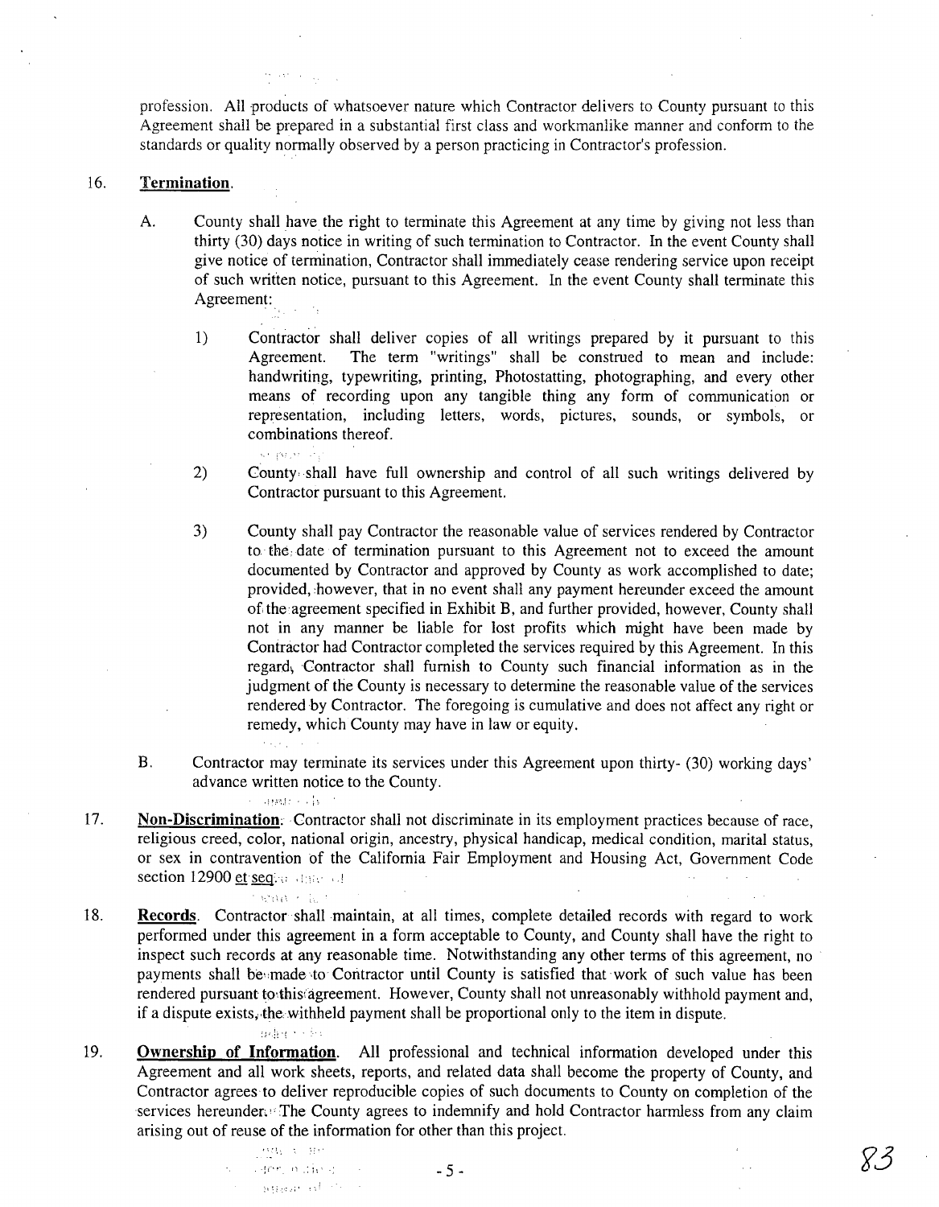profession. All products of whatsoever nature which Contractor delivers to County pursuant to this Agreement shall be prepared in a substantial first class and workmanlike manner and conform to the standards or quality normally observed by a person practicing in Contractor's profession.

16. **Termination**.

   A. County shall have the right to terminate this Agreement at any time by giving not less than thirty (30) days notice in writing of such termination to Contractor. In the event County shall give notice of termination, Contractor shall immediately cease rendering service upon receipt of such written notice, pursuant to this Agreement. In the event County shall terminate this Agreement:

      1) Contractor shall deliver copies of all writings prepared by it pursuant to this Agreement. The term "writings" shall be construed to mean and include: handwriting, typewriting, printing, Photostatting, photographing, and every other means of recording upon any tangible thing any form of communication or representation, including letters, words, pictures, sounds, or symbols, or combinations thereof.

      2) County shall have full ownership and control of all such writings delivered by Contractor pursuant to this Agreement.

      3) County shall pay Contractor the reasonable value of services rendered by Contractor to the date of termination pursuant to this Agreement not to exceed the amount documented by Contractor and approved by County as work accomplished to date; provided, however, that in no event shall any payment hereunder exceed the amount of the agreement specified in Exhibit B, and further provided, however, County shall not in any manner be liable for lost profits which might have been made by Contractor had Contractor completed the services required by this Agreement. In this regard, Contractor shall furnish to County such financial information as in the judgment of the County is necessary to determine the reasonable value of the services rendered by Contractor. The foregoing is cumulative and does not affect any right or remedy, which County may have in law or equity.

   B. Contractor may terminate its services under this Agreement upon thirty- (30) working days' advance written notice to the County.

17. **Non-Discrimination**. Contractor shall not discriminate in its employment practices because of race, religious creed, color, national origin, ancestry, physical handicap, medical condition, marital status, or sex in contravention of the California Fair Employment and Housing Act, Government Code section 12900 et seq.

18. **Records**. Contractor shall maintain, at all times, complete detailed records with regard to work performed under this agreement in a form acceptable to County, and County shall have the right to inspect such records at any reasonable time. Notwithstanding any other terms of this agreement, no payments shall be made to Contractor until County is satisfied that work of such value has been rendered pursuant to this agreement. However, County shall not unreasonably withhold payment and, if a dispute exists, the withheld payment shall be proportional only to the item in dispute.

19. **Ownership of Information**. All professional and technical information developed under this Agreement and all work sheets, reports, and related data shall become the property of County, and Contractor agrees to deliver reproducible copies of such documents to County on completion of the services hereunder. The County agrees to indemnify and hold Contractor harmless from any claim arising out of reuse of the information for other than this project.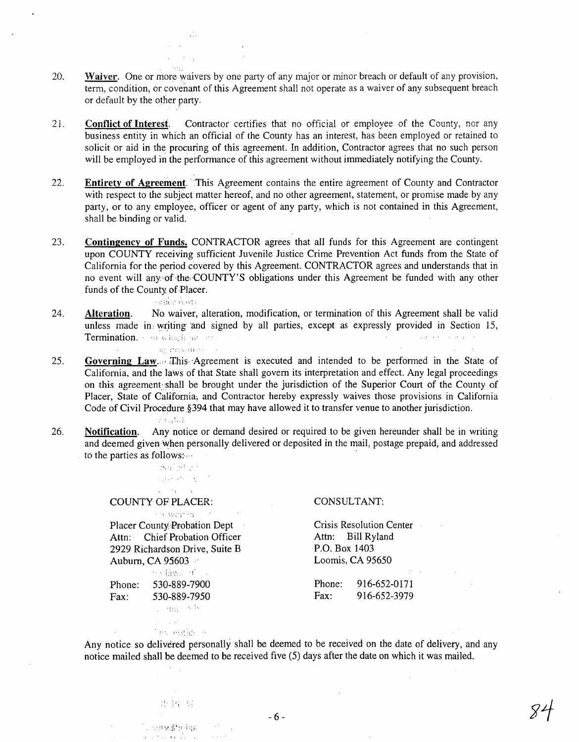20. **Waiver**. One or more waivers by one party of any major or minor breach or default of any provision, term, condition, or covenant of this Agreement shall not operate as a waiver of any subsequent breach or default by the other party.

21. **Conflict of Interest**. Contractor certifies that no official or employee of the County, nor any business entity in which an official of the County has an interest, has been employed or retained to solicit or aid in the procuring of this agreement. In addition, Contractor agrees that no such person will be employed in the performance of this agreement without immediately notifying the County.

22. **Entirety of Agreement**. This Agreement contains the entire agreement of County and Contractor with respect to the subject matter hereof, and no other agreement, statement, or promise made by any party, or to any employee, officer or agent of any party, which is not contained in this Agreement, shall be binding or valid.

23. **Contingency of Funds.** CONTRACTOR agrees that all funds for this Agreement are contingent upon COUNTY receiving sufficient Juvenile Justice Crime Prevention Act funds from the State of California for the period covered by this Agreement. CONTRACTOR agrees and understands that in no event will any of the COUNTY'S obligations under this Agreement be funded with any other funds of the County of Placer.

24. **Alteration**. No waiver, alteration, modification, or termination of this Agreement shall be valid unless made in writing and signed by all parties, except as expressly provided in Section 15, Termination.

25. **Governing Law**. This Agreement is executed and intended to be performed in the State of California, and the laws of that State shall govern its interpretation and effect. Any legal proceedings on this agreement shall be brought under the jurisdiction of the Superior Court of the County of Placer, State of California, and Contractor hereby expressly waives those provisions in California Code of Civil Procedure §394 that may have allowed it to transfer venue to another jurisdiction.

26. **Notification**. Any notice or demand desired or required to be given hereunder shall be in writing and deemed given when personally delivered or deposited in the mail, postage prepaid, and addressed to the parties as follows:

COUNTY OF PLACER:

Placer County Probation Dept
Attn: Chief Probation Officer
2929 Richardson Drive, Suite B
Auburn, CA 95603

Phone: 530-889-7900
Fax: 530-889-7950

CONSULTANT:

Crisis Resolution Center
Attn: Bill Ryland
P.O. Box 1403
Loomis, CA 95650

Phone: 916-652-0171
Fax: 916-652-3979

Any notice so delivered personally shall be deemed to be received on the date of delivery, and any notice mailed shall be deemed to be received five (5) days after the date on which it was mailed.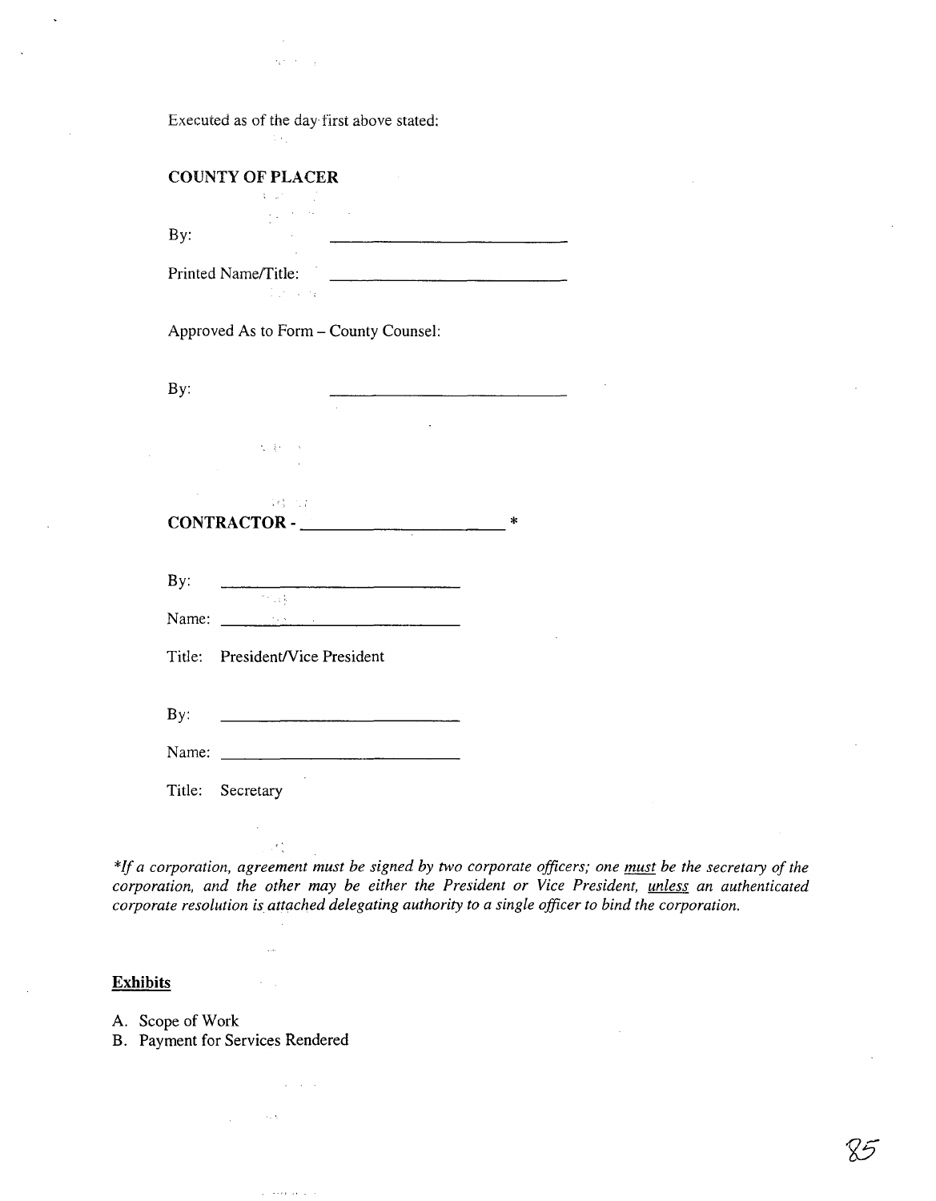Executed as of the day first above stated:

**COUNTY OF PLACER**

By: ___________________________

Printed Name/Title: ___________________________

Approved As to Form – County Counsel:

By: ___________________________

**CONTRACTOR - ______________________** *

By: ___________________________

Name: ___________________________

Title: President/Vice President

By: ___________________________

Name: ___________________________

Title: Secretary

**If a corporation, agreement must be signed by two corporate officers; one <u>must</u> be the secretary of the corporation, and the other may be either the President or Vice President, <u>unless</u> an authenticated corporate resolution is attached delegating authority to a single officer to bind the corporation.*

<u>**Exhibits**</u>

A. Scope of Work
B. Payment for Services Rendered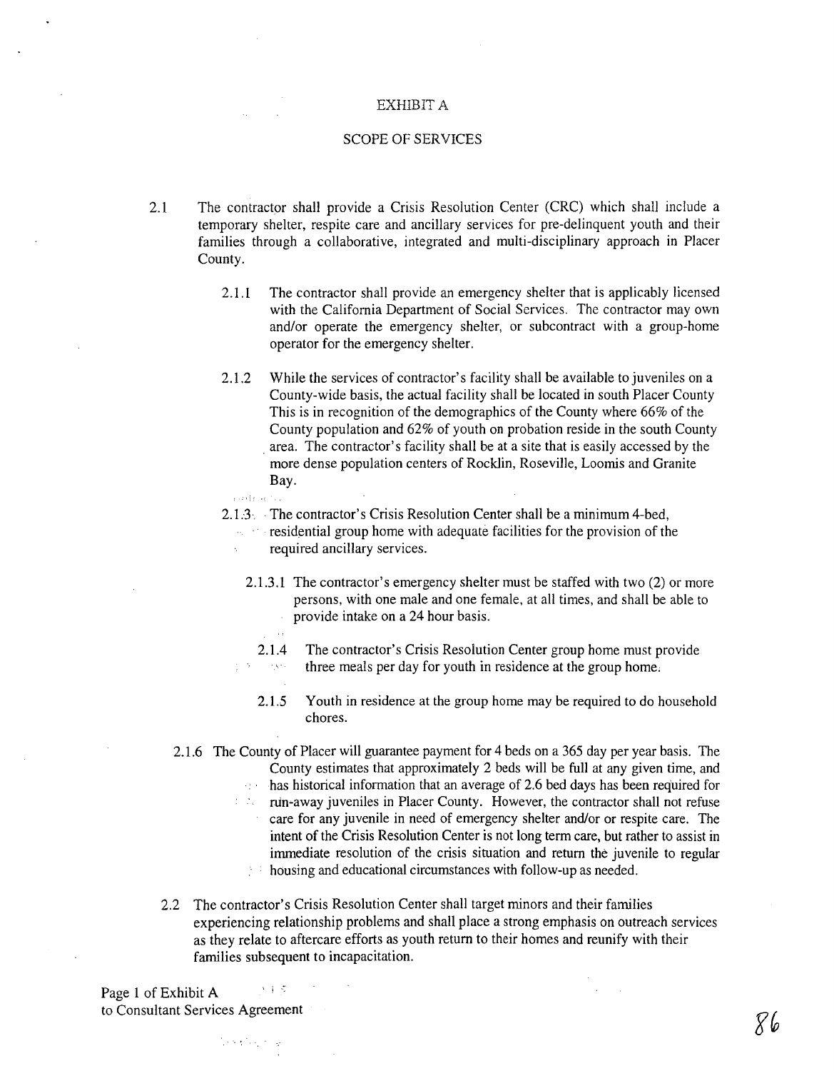EXHIBIT A

SCOPE OF SERVICES

2.1 The contractor shall provide a Crisis Resolution Center (CRC) which shall include a temporary shelter, respite care and ancillary services for pre-delinquent youth and their families through a collaborative, integrated and multi-disciplinary approach in Placer County.

2.1.1 The contractor shall provide an emergency shelter that is applicably licensed with the California Department of Social Services. The contractor may own and/or operate the emergency shelter, or subcontract with a group-home operator for the emergency shelter.

2.1.2 While the services of contractor's facility shall be available to juveniles on a County-wide basis, the actual facility shall be located in south Placer County This is in recognition of the demographics of the County where 66% of the County population and 62% of youth on probation reside in the south County area. The contractor's facility shall be at a site that is easily accessed by the more dense population centers of Rocklin, Roseville, Loomis and Granite Bay.

2.1.3 The contractor's Crisis Resolution Center shall be a minimum 4-bed, residential group home with adequate facilities for the provision of the required ancillary services.

2.1.3.1 The contractor's emergency shelter must be staffed with two (2) or more persons, with one male and one female, at all times, and shall be able to provide intake on a 24 hour basis.

2.1.4 The contractor's Crisis Resolution Center group home must provide three meals per day for youth in residence at the group home.

2.1.5 Youth in residence at the group home may be required to do household chores.

2.1.6 The County of Placer will guarantee payment for 4 beds on a 365 day per year basis. The County estimates that approximately 2 beds will be full at any given time, and has historical information that an average of 2.6 bed days has been required for run-away juveniles in Placer County. However, the contractor shall not refuse care for any juvenile in need of emergency shelter and/or or respite care. The intent of the Crisis Resolution Center is not long term care, but rather to assist in immediate resolution of the crisis situation and return the juvenile to regular housing and educational circumstances with follow-up as needed.

2.2 The contractor's Crisis Resolution Center shall target minors and their families experiencing relationship problems and shall place a strong emphasis on outreach services as they relate to aftercare efforts as youth return to their homes and reunify with their families subsequent to incapacitation.

Page 1 of Exhibit A
to Consultant Services Agreement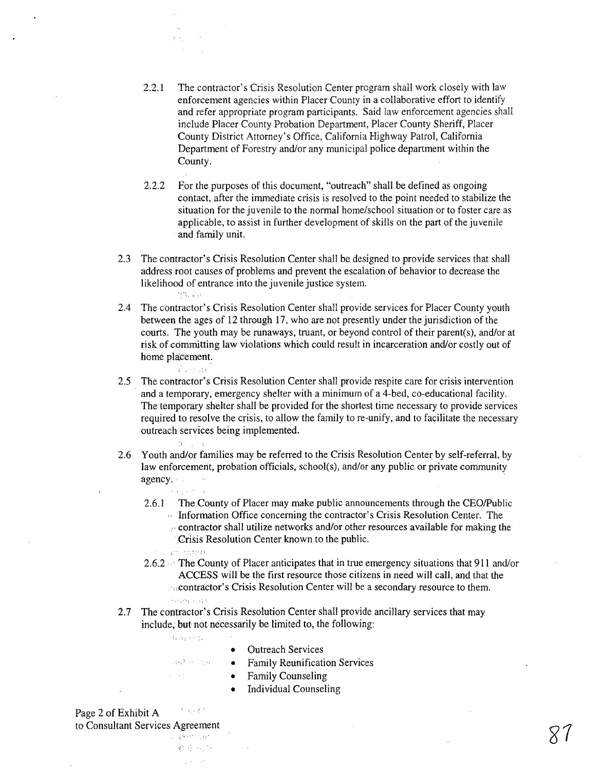2.2.1 The contractor's Crisis Resolution Center program shall work closely with law enforcement agencies within Placer County in a collaborative effort to identify and refer appropriate program participants. Said law enforcement agencies shall include Placer County Probation Department, Placer County Sheriff, Placer County District Attorney's Office, California Highway Patrol, California Department of Forestry and/or any municipal police department within the County.

2.2.2 For the purposes of this document, "outreach" shall be defined as ongoing contact, after the immediate crisis is resolved to the point needed to stabilize the situation for the juvenile to the normal home/school situation or to foster care as applicable, to assist in further development of skills on the part of the juvenile and family unit.

2.3 The contractor's Crisis Resolution Center shall be designed to provide services that shall address root causes of problems and prevent the escalation of behavior to decrease the likelihood of entrance into the juvenile justice system.

2.4 The contractor's Crisis Resolution Center shall provide services for Placer County youth between the ages of 12 through 17, who are not presently under the jurisdiction of the courts. The youth may be runaways, truant, or beyond control of their parent(s), and/or at risk of committing law violations which could result in incarceration and/or costly out of home placement.

2.5 The contractor's Crisis Resolution Center shall provide respite care for crisis intervention and a temporary, emergency shelter with a minimum of a 4-bed, co-educational facility. The temporary shelter shall be provided for the shortest time necessary to provide services required to resolve the crisis, to allow the family to re-unify, and to facilitate the necessary outreach services being implemented.

2.6 Youth and/or families may be referred to the Crisis Resolution Center by self-referral, by law enforcement, probation officials, school(s), and/or any public or private community agency.

2.6.1 The County of Placer may make public announcements through the CEO/Public Information Office concerning the contractor's Crisis Resolution Center. The contractor shall utilize networks and/or other resources available for making the Crisis Resolution Center known to the public.

2.6.2 The County of Placer anticipates that in true emergency situations that 911 and/or ACCESS will be the first resource those citizens in need will call, and that the contractor's Crisis Resolution Center will be a secondary resource to them.

2.7 The contractor's Crisis Resolution Center shall provide ancillary services that may include, but not necessarily be limited to, the following:

- Outreach Services
- Family Reunification Services
- Family Counseling
- Individual Counseling

Page 2 of Exhibit A
to Consultant Services Agreement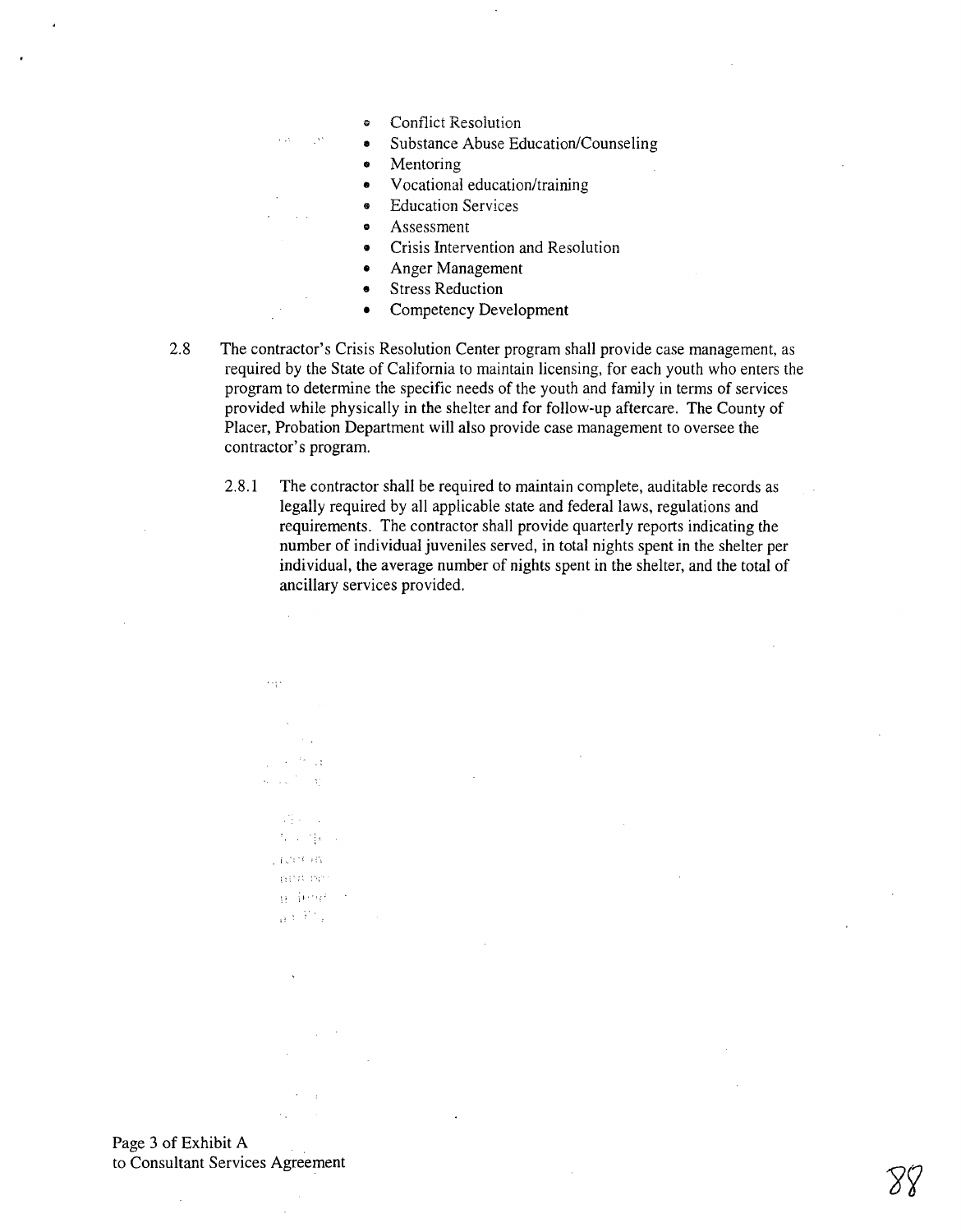- Conflict Resolution
- Substance Abuse Education/Counseling
- Mentoring
- Vocational education/training
- Education Services
- Assessment
- Crisis Intervention and Resolution
- Anger Management
- Stress Reduction
- Competency Development

2.8 The contractor's Crisis Resolution Center program shall provide case management, as required by the State of California to maintain licensing, for each youth who enters the program to determine the specific needs of the youth and family in terms of services provided while physically in the shelter and for follow-up aftercare. The County of Placer, Probation Department will also provide case management to oversee the contractor's program.

2.8.1 The contractor shall be required to maintain complete, auditable records as legally required by all applicable state and federal laws, regulations and requirements. The contractor shall provide quarterly reports indicating the number of individual juveniles served, in total nights spent in the shelter per individual, the average number of nights spent in the shelter, and the total of ancillary services provided.

Page 3 of Exhibit A
to Consultant Services Agreement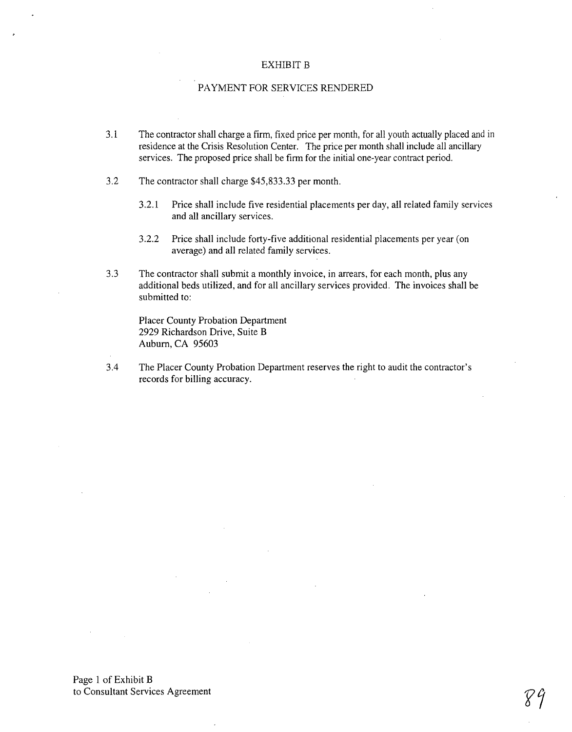# EXHIBIT B

## PAYMENT FOR SERVICES RENDERED

3.1 The contractor shall charge a firm, fixed price per month, for all youth actually placed and in residence at the Crisis Resolution Center. The price per month shall include all ancillary services. The proposed price shall be firm for the initial one-year contract period.

3.2 The contractor shall charge $45,833.33 per month.

  3.2.1 Price shall include five residential placements per day, all related family services and all ancillary services.

  3.2.2 Price shall include forty-five additional residential placements per year (on average) and all related family services.

3.3 The contractor shall submit a monthly invoice, in arrears, for each month, plus any additional beds utilized, and for all ancillary services provided. The invoices shall be submitted to:

Placer County Probation Department
2929 Richardson Drive, Suite B
Auburn, CA 95603

3.4 The Placer County Probation Department reserves the right to audit the contractor's records for billing accuracy.